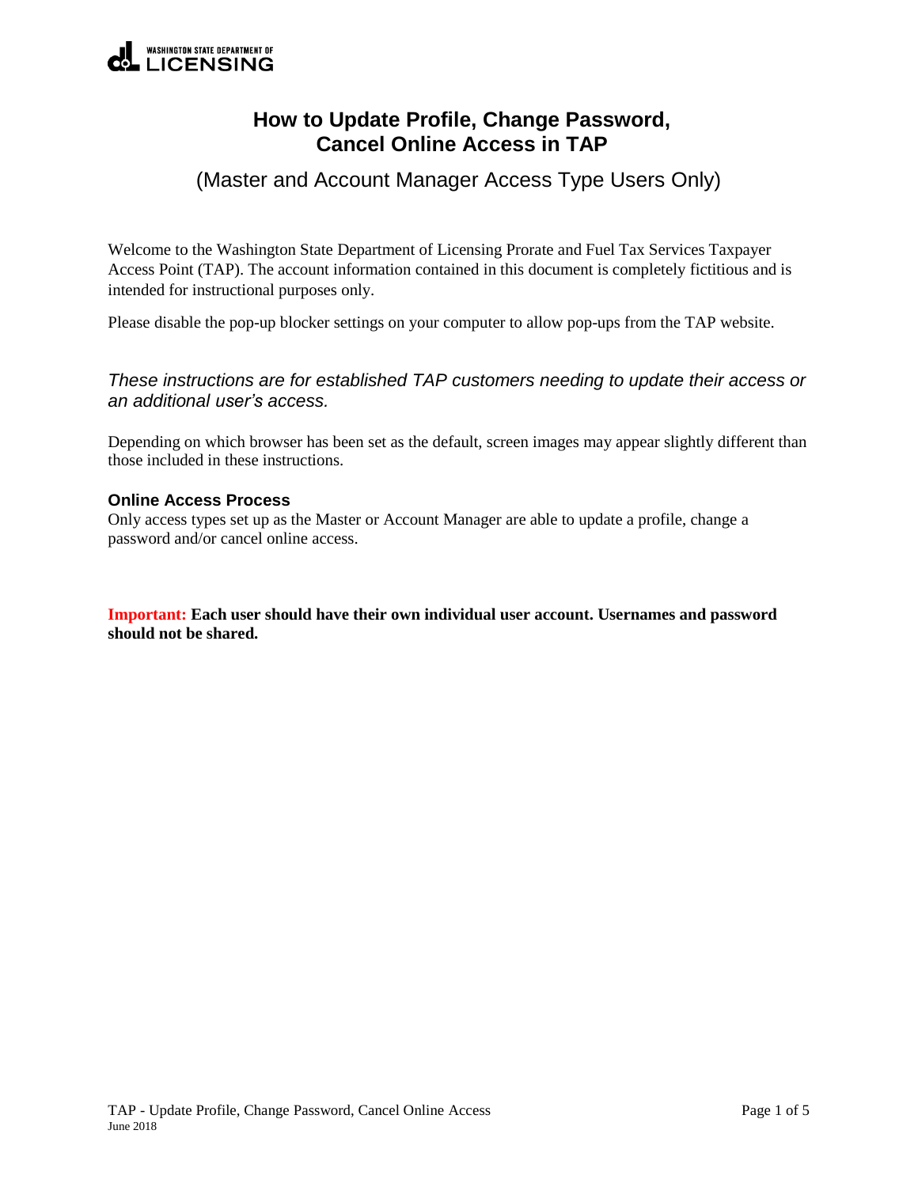WASHINGTON STATE DEPARTMENT OF LICENSING

# How to Update Profile, Change Password, Cancel Online Access in TAP

## (Master and Account Manager Access Type Users Only)

Welcome to the Washington State Department of Licensing Prorate and Fuel Tax Services Taxpayer Access Point (TAP). The account information contained in this document is completely fictitious and is intended for instructional purposes only.

Please disable the pop-up blocker settings on your computer to allow pop-ups from the TAP website.

*These instructions are for established TAP customers needing to update their access or an additional user's access.*

Depending on which browser has been set as the default, screen images may appear slightly different than those included in these instructions.

### Online Access Process

Only access types set up as the Master or Account Manager are able to update a profile, change a password and/or cancel online access.

**Important: Each user should have their own individual user account. Usernames and password should not be shared.**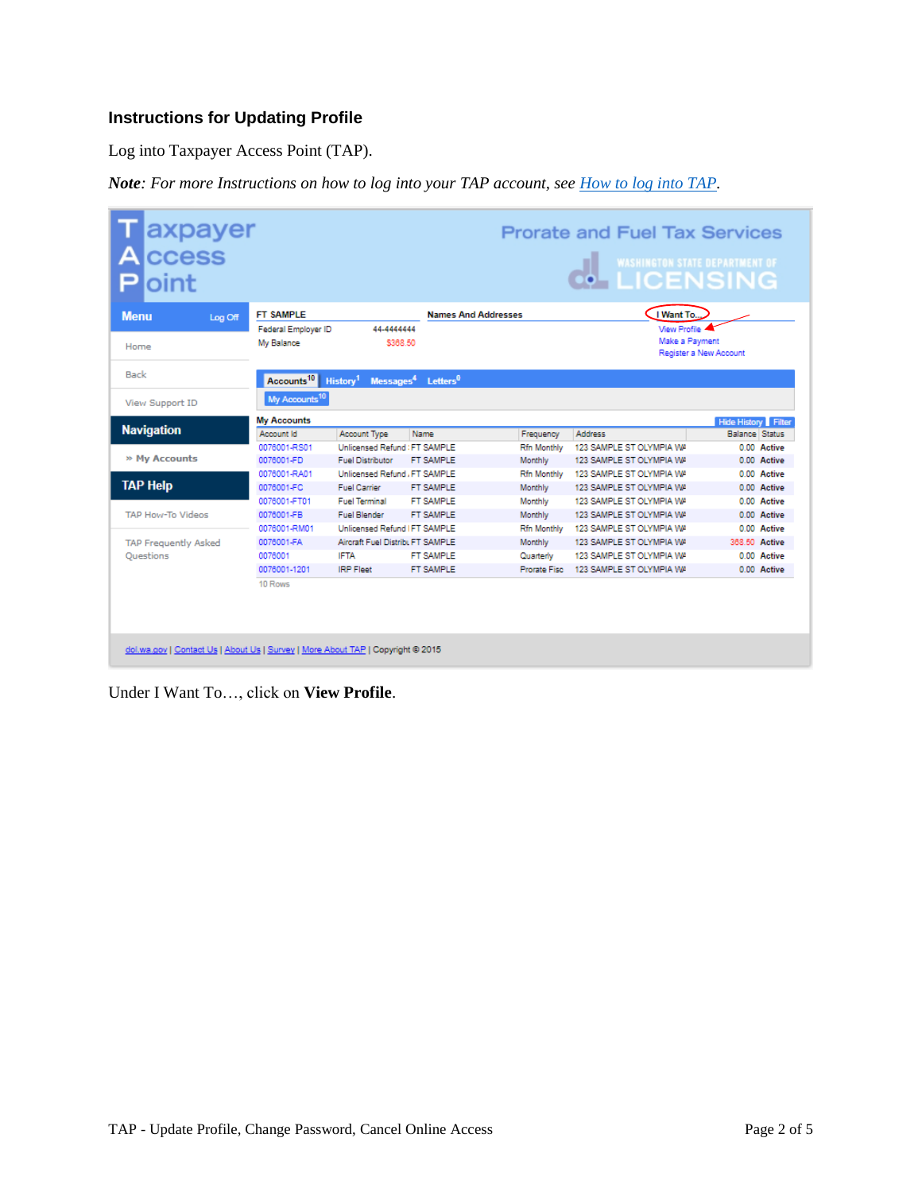## Instructions for Updating Profile

Log into Taxpayer Access Point (TAP).

***Note**: For more Instructions on how to log into your TAP account, see [How to log into TAP](#).*

Under I Want To…, click on **View Profile**.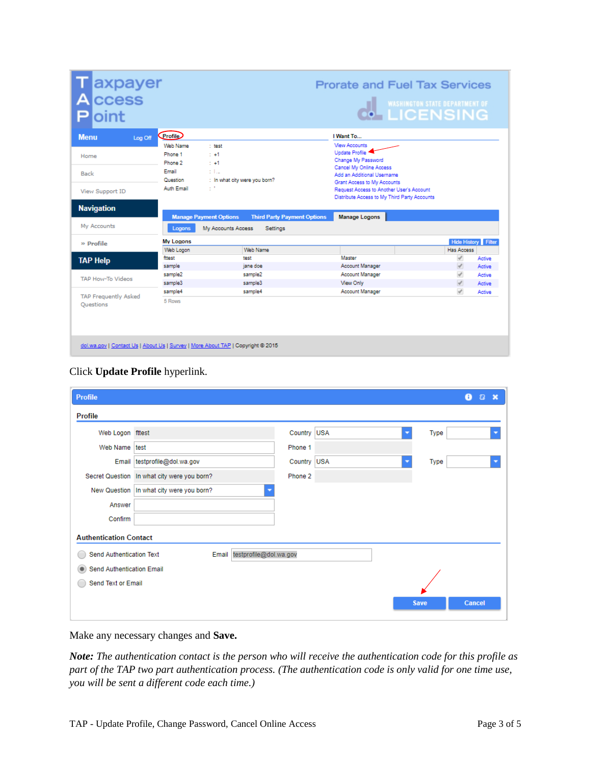Click **Update Profile** hyperlink.

Make any necessary changes and **Save.**

***Note:*** *The authentication contact is the person who will receive the authentication code for this profile as part of the TAP two part authentication process. (The authentication code is only valid for one time use, you will be sent a different code each time.)*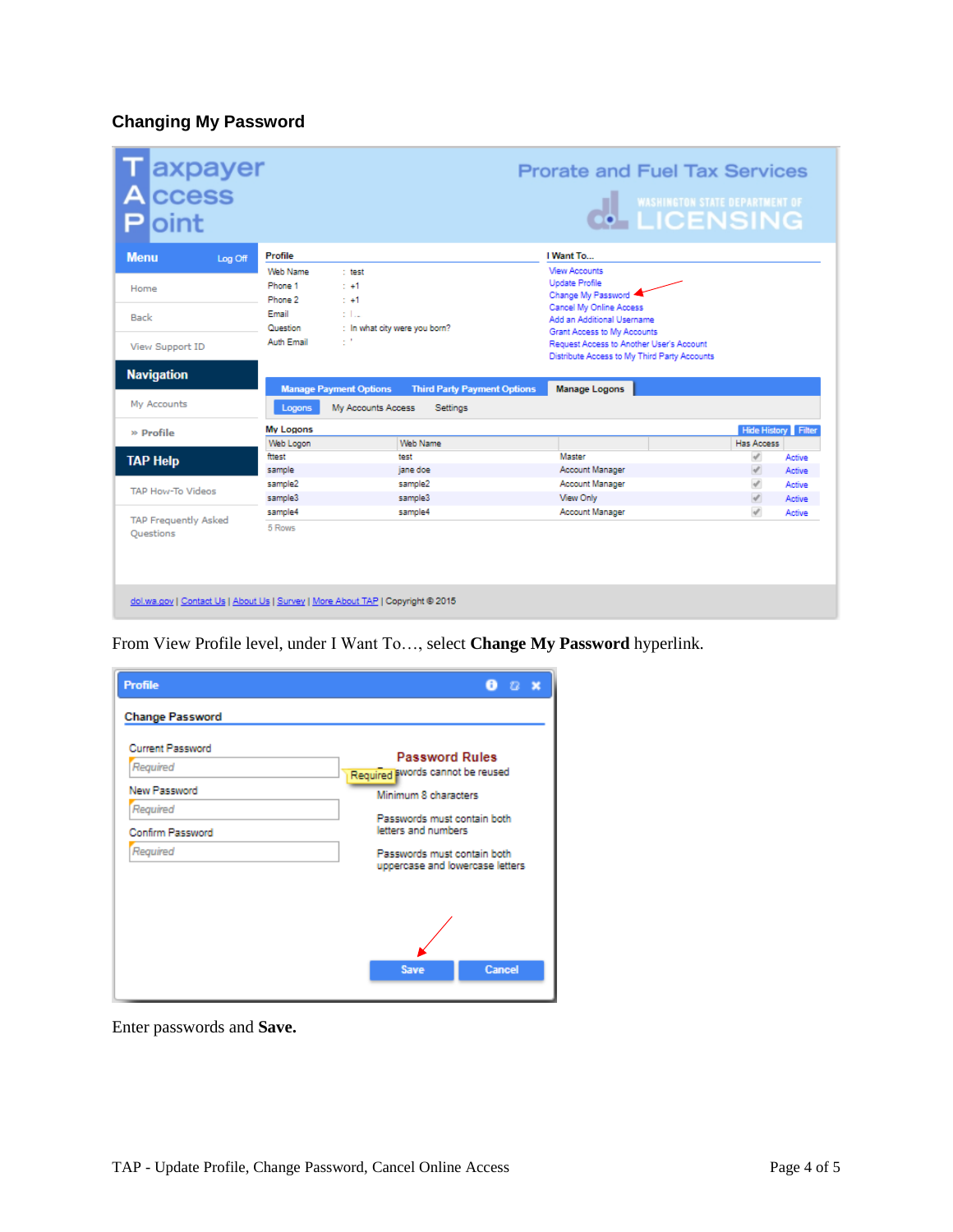## Changing My Password

From View Profile level, under I Want To…, select **Change My Password** hyperlink.

Enter passwords and **Save.**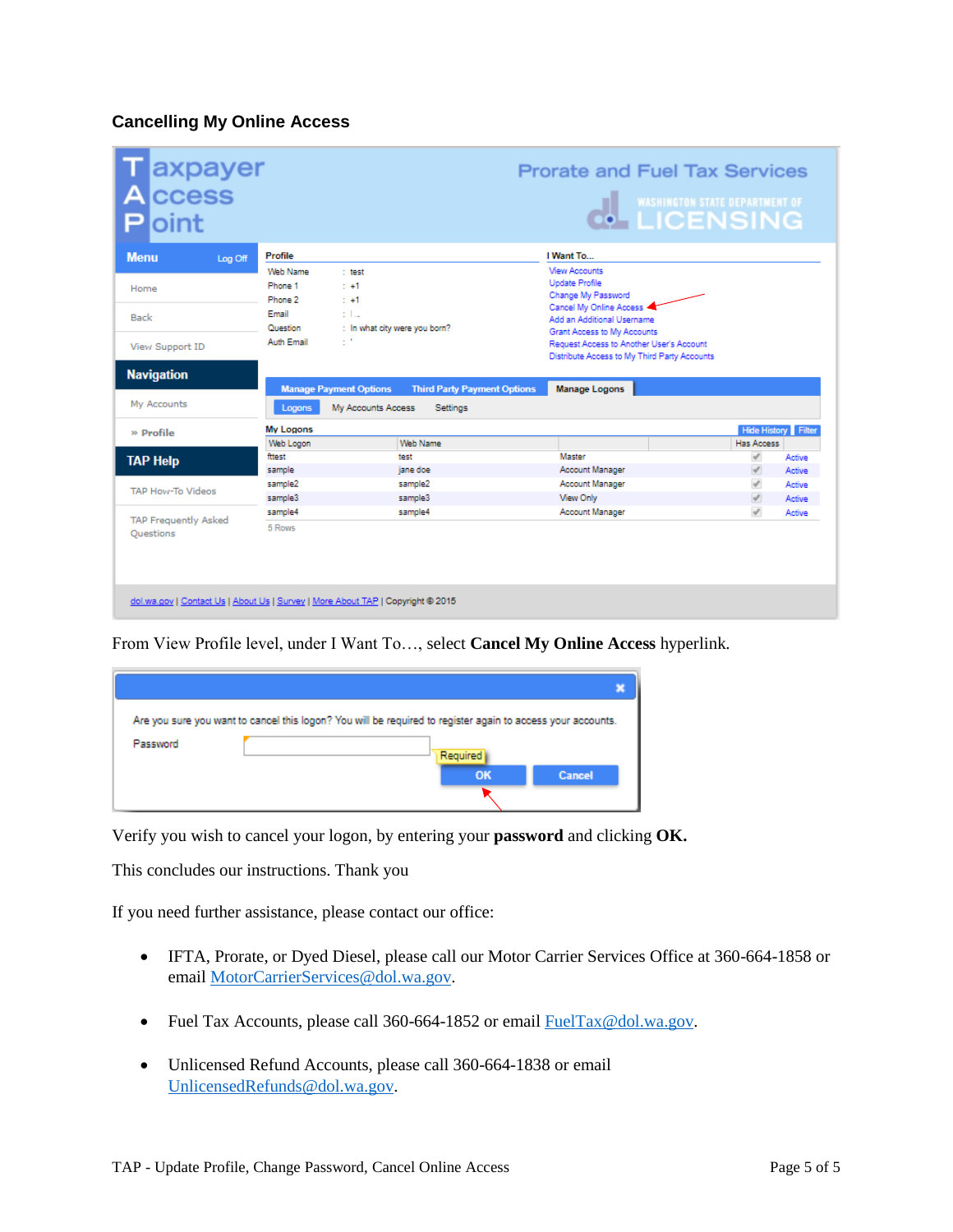### Cancelling My Online Access

From View Profile level, under I Want To…, select **Cancel My Online Access** hyperlink.

Verify you wish to cancel your logon, by entering your **password** and clicking **OK.**

This concludes our instructions. Thank you

If you need further assistance, please contact our office:

- IFTA, Prorate, or Dyed Diesel, please call our Motor Carrier Services Office at 360-664-1858 or email MotorCarrierServices@dol.wa.gov.
- Fuel Tax Accounts, please call 360-664-1852 or email FuelTax@dol.wa.gov.
- Unlicensed Refund Accounts, please call 360-664-1838 or email UnlicensedRefunds@dol.wa.gov.